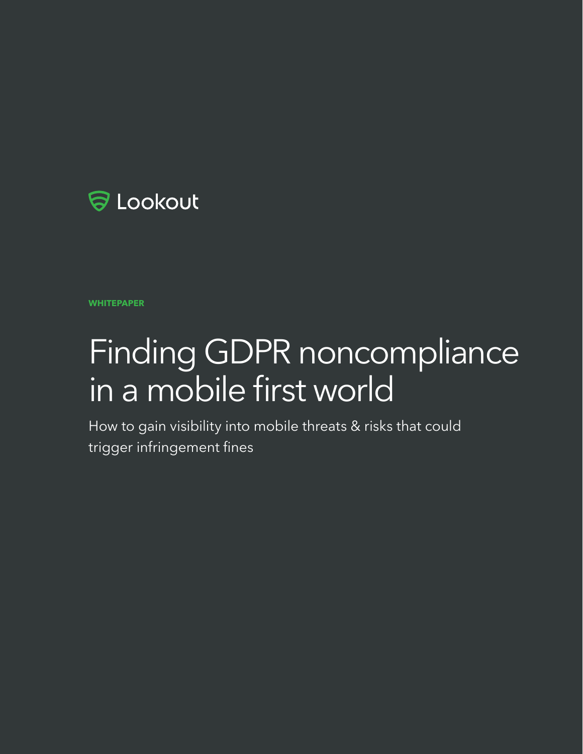Lookout

**WHITEPAPER**

# Finding GDPR noncompliance in a mobile first world

How to gain visibility into mobile threats & risks that could trigger infringement fines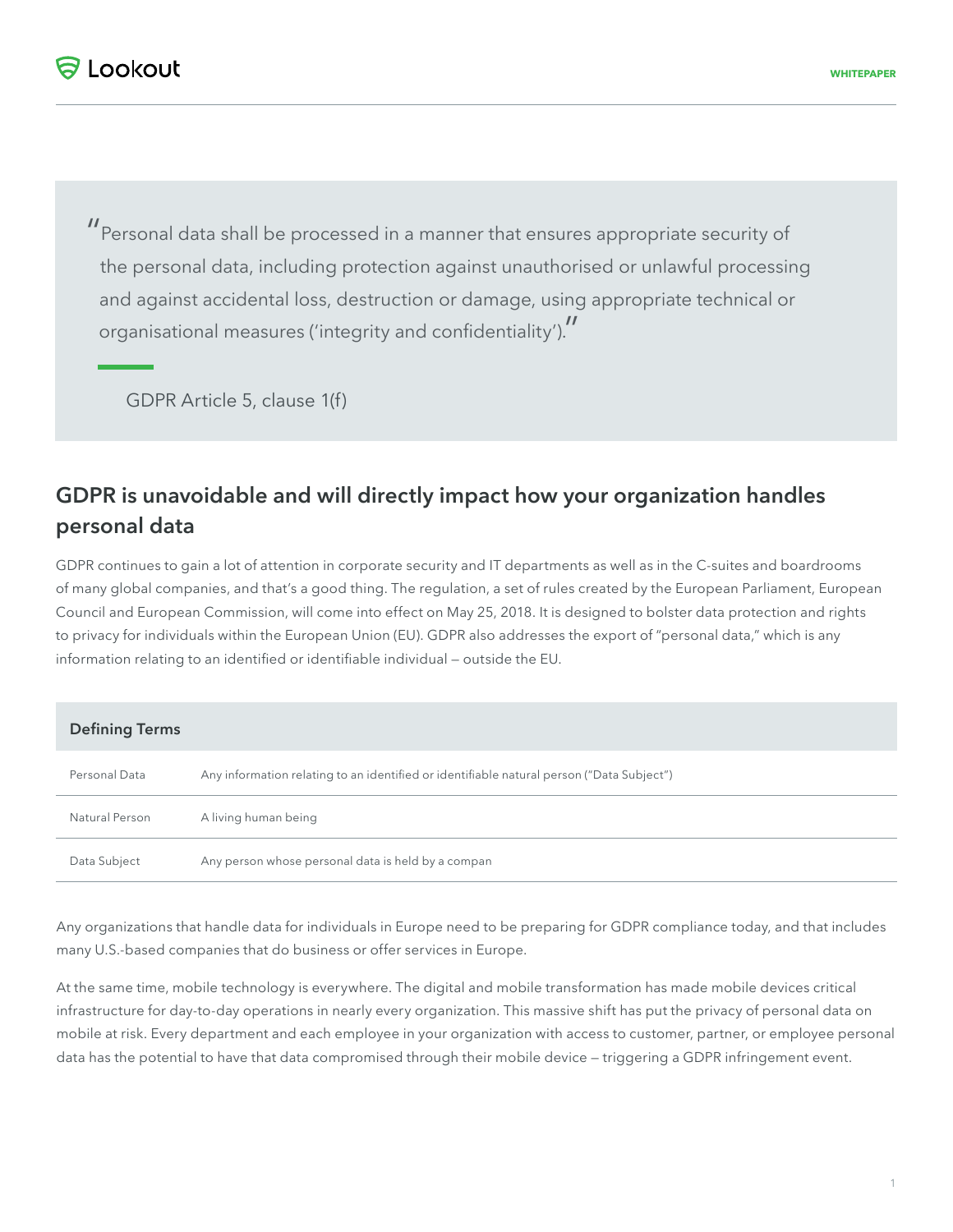> "Personal data shall be processed in a manner that ensures appropriate security of the personal data, including protection against unauthorised or unlawful processing and against accidental loss, destruction or damage, using appropriate technical or organisational measures ('integrity and confidentiality')."
>
> GDPR Article 5, clause 1(f)

## GDPR is unavoidable and will directly impact how your organization handles personal data

GDPR continues to gain a lot of attention in corporate security and IT departments as well as in the C-suites and boardrooms of many global companies, and that's a good thing. The regulation, a set of rules created by the European Parliament, European Council and European Commission, will come into effect on May 25, 2018. It is designed to bolster data protection and rights to privacy for individuals within the European Union (EU). GDPR also addresses the export of "personal data," which is any information relating to an identified or identifiable individual — outside the EU.

| Defining Terms | |
|---|---|
| Personal Data | Any information relating to an identified or identifiable natural person ("Data Subject") |
| Natural Person | A living human being |
| Data Subject | Any person whose personal data is held by a compan |

Any organizations that handle data for individuals in Europe need to be preparing for GDPR compliance today, and that includes many U.S.-based companies that do business or offer services in Europe.

At the same time, mobile technology is everywhere. The digital and mobile transformation has made mobile devices critical infrastructure for day-to-day operations in nearly every organization. This massive shift has put the privacy of personal data on mobile at risk. Every department and each employee in your organization with access to customer, partner, or employee personal data has the potential to have that data compromised through their mobile device — triggering a GDPR infringement event.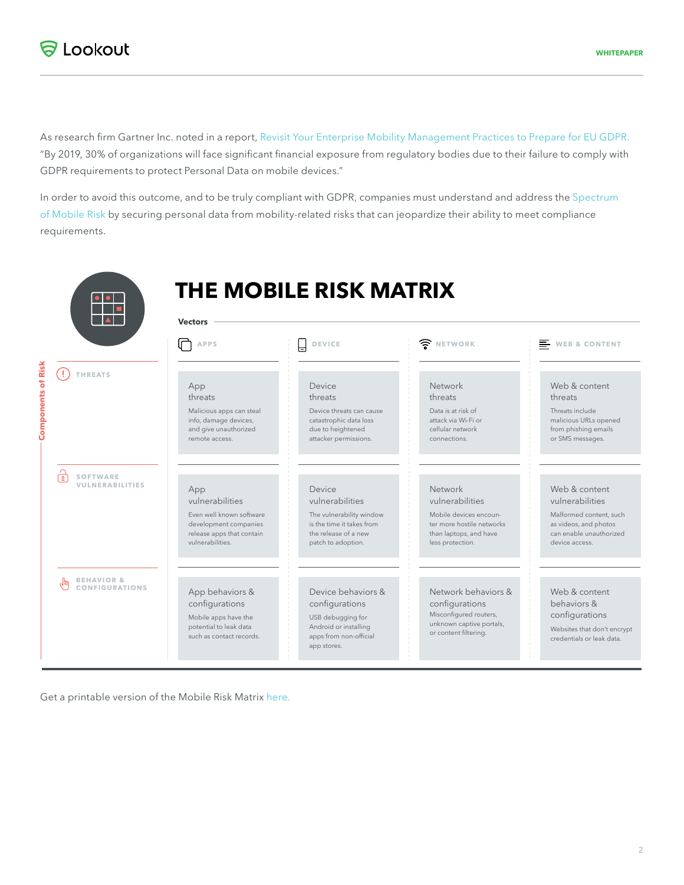As research firm Gartner Inc. noted in a report, Revisit Your Enterprise Mobility Management Practices to Prepare for EU GDPR. "By 2019, 30% of organizations will face significant financial exposure from regulatory bodies due to their failure to comply with GDPR requirements to protect Personal Data on mobile devices."

In order to avoid this outcome, and to be truly compliant with GDPR, companies must understand and address the Spectrum of Mobile Risk by securing personal data from mobility-related risks that can jeopardize their ability to meet compliance requirements.

## THE MOBILE RISK MATRIX

| Components of Risk / Vectors | APPS | DEVICE | NETWORK | WEB & CONTENT |
|---|---|---|---|---|
| THREATS | **App threats** Malicious apps can steal info, damage devices, and give unauthorized remote access. | **Device threats** Device threats can cause catastrophic data loss due to heightened attacker permissions. | **Network threats** Data is at risk of attack via Wi-Fi or cellular network connections. | **Web & content threats** Threats include malicious URLs opened from phishing emails or SMS messages. |
| SOFTWARE VULNERABILITIES | **App vulnerabilities** Even well known software development companies release apps that contain vulnerabilities. | **Device vulnerabilities** The vulnerability window is the time it takes from the release of a new patch to adoption. | **Network vulnerabilities** Mobile devices encounter more hostile networks than laptops, and have less protection. | **Web & content vulnerabilities** Malformed content, such as videos, and photos can enable unauthorized device access. |
| BEHAVIOR & CONFIGURATIONS | **App behaviors & configurations** Mobile apps have the potential to leak data such as contact records. | **Device behaviors & configurations** USB debugging for Android or installing apps from non-official app stores. | **Network behaviors & configurations** Misconfigured routers, unknown captive portals, or content filtering. | **Web & content behaviors & configurations** Websites that don't encrypt credentials or leak data. |

Get a printable version of the Mobile Risk Matrix here.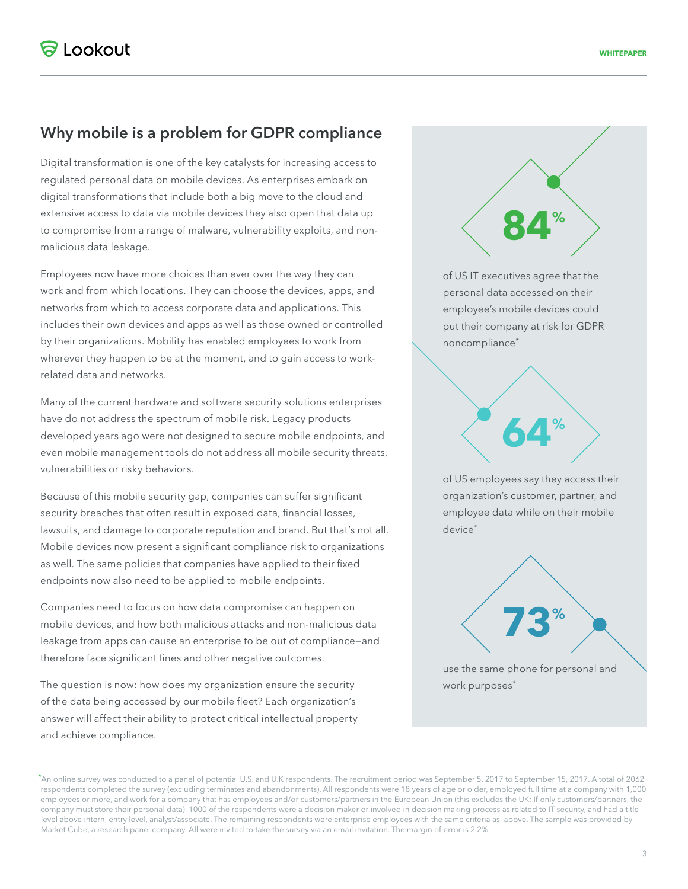## Why mobile is a problem for GDPR compliance

Digital transformation is one of the key catalysts for increasing access to regulated personal data on mobile devices. As enterprises embark on digital transformations that include both a big move to the cloud and extensive access to data via mobile devices they also open that data up to compromise from a range of malware, vulnerability exploits, and non-malicious data leakage.

Employees now have more choices than ever over the way they can work and from which locations. They can choose the devices, apps, and networks from which to access corporate data and applications. This includes their own devices and apps as well as those owned or controlled by their organizations. Mobility has enabled employees to work from wherever they happen to be at the moment, and to gain access to work-related data and networks.

Many of the current hardware and software security solutions enterprises have do not address the spectrum of mobile risk. Legacy products developed years ago were not designed to secure mobile endpoints, and even mobile management tools do not address all mobile security threats, vulnerabilities or risky behaviors.

Because of this mobile security gap, companies can suffer significant security breaches that often result in exposed data, financial losses, lawsuits, and damage to corporate reputation and brand. But that's not all. Mobile devices now present a significant compliance risk to organizations as well. The same policies that companies have applied to their fixed endpoints now also need to be applied to mobile endpoints.

Companies need to focus on how data compromise can happen on mobile devices, and how both malicious attacks and non-malicious data leakage from apps can cause an enterprise to be out of compliance—and therefore face significant fines and other negative outcomes.

The question is now: how does my organization ensure the security of the data being accessed by our mobile fleet? Each organization's answer will affect their ability to protect critical intellectual property and achieve compliance.

**84%**

of US IT executives agree that the personal data accessed on their employee's mobile devices could put their company at risk for GDPR noncompliance*

**64%**

of US employees say they access their organization's customer, partner, and employee data while on their mobile device*

**73%**

use the same phone for personal and work purposes*

*An online survey was conducted to a panel of potential U.S. and U.K respondents. The recruitment period was September 5, 2017 to September 15, 2017. A total of 2062 respondents completed the survey (excluding terminates and abandonments). All respondents were 18 years of age or older, employed full time at a company with 1,000 employees or more, and work for a company that has employees and/or customers/partners in the European Union (this excludes the UK; If only customers/partners, the company must store their personal data). 1000 of the respondents were a decision maker or involved in decision making process as related to IT security, and had a title level above intern, entry level, analyst/associate. The remaining respondents were enterprise employees with the same criteria as above. The sample was provided by Market Cube, a research panel company. All were invited to take the survey via an email invitation. The margin of error is 2.2%.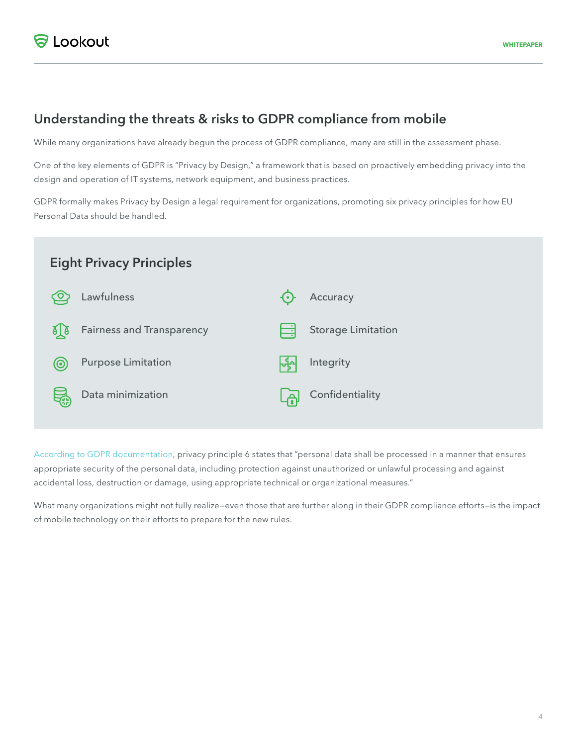## Understanding the threats & risks to GDPR compliance from mobile

While many organizations have already begun the process of GDPR compliance, many are still in the assessment phase.

One of the key elements of GDPR is "Privacy by Design," a framework that is based on proactively embedding privacy into the design and operation of IT systems, network equipment, and business practices.

GDPR formally makes Privacy by Design a legal requirement for organizations, promoting six privacy principles for how EU Personal Data should be handled.

### Eight Privacy Principles

- Lawfulness
- Fairness and Transparency
- Purpose Limitation
- Data minimization
- Accuracy
- Storage Limitation
- Integrity
- Confidentiality

According to GDPR documentation, privacy principle 6 states that "personal data shall be processed in a manner that ensures appropriate security of the personal data, including protection against unauthorized or unlawful processing and against accidental loss, destruction or damage, using appropriate technical or organizational measures."

What many organizations might not fully realize—even those that are further along in their GDPR compliance efforts—is the impact of mobile technology on their efforts to prepare for the new rules.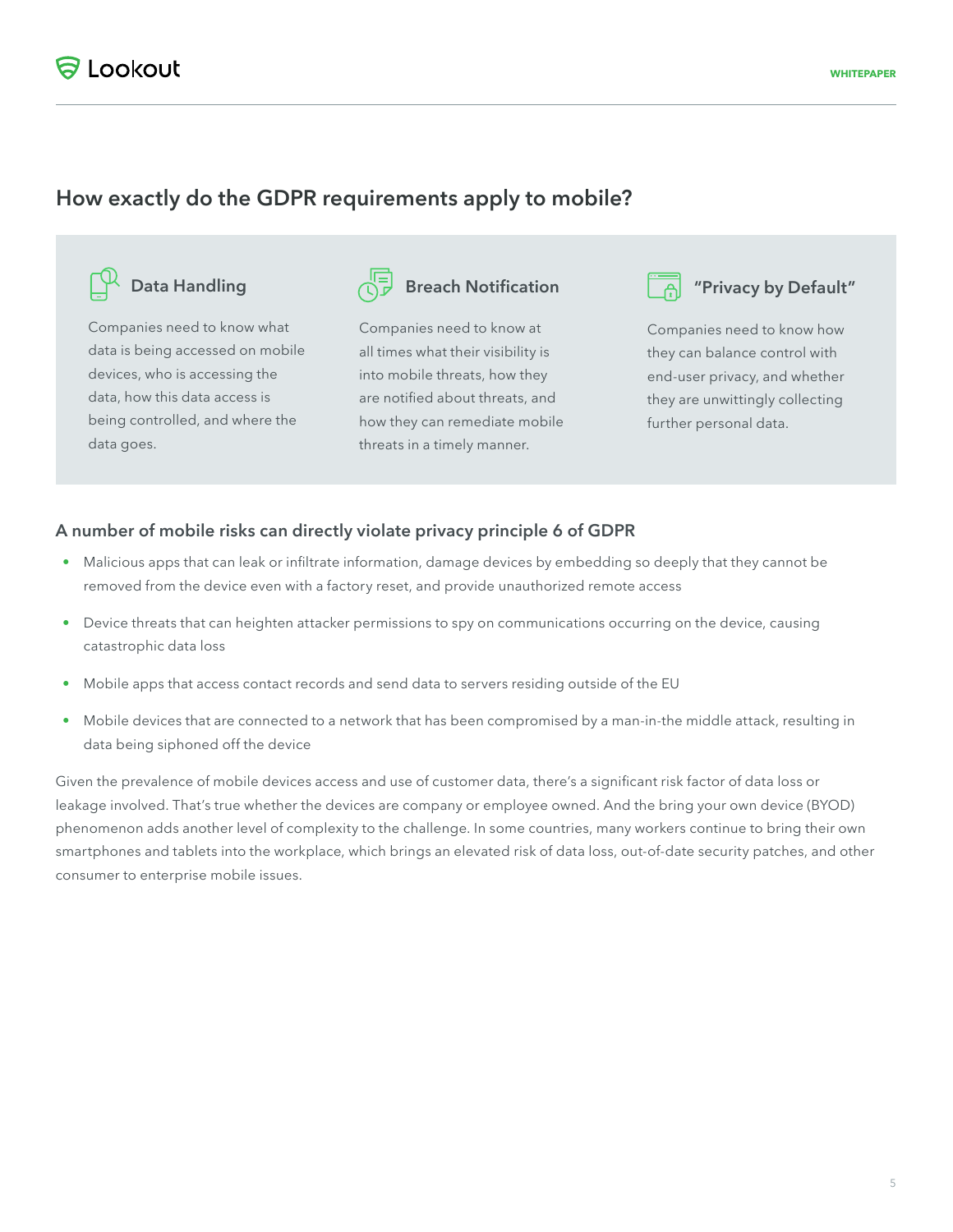## How exactly do the GDPR requirements apply to mobile?

### Data Handling

Companies need to know what data is being accessed on mobile devices, who is accessing the data, how this data access is being controlled, and where the data goes.

### Breach Notification

Companies need to know at all times what their visibility is into mobile threats, how they are notified about threats, and how they can remediate mobile threats in a timely manner.

### "Privacy by Default"

Companies need to know how they can balance control with end-user privacy, and whether they are unwittingly collecting further personal data.

### A number of mobile risks can directly violate privacy principle 6 of GDPR

- Malicious apps that can leak or infiltrate information, damage devices by embedding so deeply that they cannot be removed from the device even with a factory reset, and provide unauthorized remote access
- Device threats that can heighten attacker permissions to spy on communications occurring on the device, causing catastrophic data loss
- Mobile apps that access contact records and send data to servers residing outside of the EU
- Mobile devices that are connected to a network that has been compromised by a man-in-the middle attack, resulting in data being siphoned off the device

Given the prevalence of mobile devices access and use of customer data, there's a significant risk factor of data loss or leakage involved. That's true whether the devices are company or employee owned. And the bring your own device (BYOD) phenomenon adds another level of complexity to the challenge. In some countries, many workers continue to bring their own smartphones and tablets into the workplace, which brings an elevated risk of data loss, out-of-date security patches, and other consumer to enterprise mobile issues.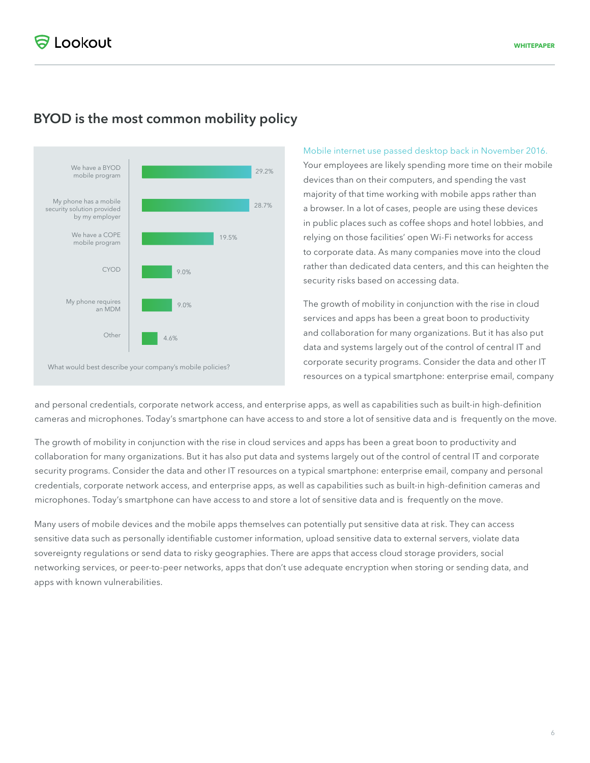## BYOD is the most common mobility policy

| What would best describe your company's mobile policies? | |
|---|---|
| We have a BYOD mobile program | 29.2% |
| My phone has a mobile security solution provided by my employer | 28.7% |
| We have a COPE mobile program | 19.5% |
| CYOD | 9.0% |
| My phone requires an MDM | 9.0% |
| Other | 4.6% |

Mobile internet use passed desktop back in November 2016. Your employees are likely spending more time on their mobile devices than on their computers, and spending the vast majority of that time working with mobile apps rather than a browser. In a lot of cases, people are using these devices in public places such as coffee shops and hotel lobbies, and relying on those facilities' open Wi-Fi networks for access to corporate data. As many companies move into the cloud rather than dedicated data centers, and this can heighten the security risks based on accessing data.

The growth of mobility in conjunction with the rise in cloud services and apps has been a great boon to productivity and collaboration for many organizations. But it has also put data and systems largely out of the control of central IT and corporate security programs. Consider the data and other IT resources on a typical smartphone: enterprise email, company and personal credentials, corporate network access, and enterprise apps, as well as capabilities such as built-in high-definition cameras and microphones. Today's smartphone can have access to and store a lot of sensitive data and is frequently on the move.

The growth of mobility in conjunction with the rise in cloud services and apps has been a great boon to productivity and collaboration for many organizations. But it has also put data and systems largely out of the control of central IT and corporate security programs. Consider the data and other IT resources on a typical smartphone: enterprise email, company and personal credentials, corporate network access, and enterprise apps, as well as capabilities such as built-in high-definition cameras and microphones. Today's smartphone can have access to and store a lot of sensitive data and is frequently on the move.

Many users of mobile devices and the mobile apps themselves can potentially put sensitive data at risk. They can access sensitive data such as personally identifiable customer information, upload sensitive data to external servers, violate data sovereignty regulations or send data to risky geographies. There are apps that access cloud storage providers, social networking services, or peer-to-peer networks, apps that don't use adequate encryption when storing or sending data, and apps with known vulnerabilities.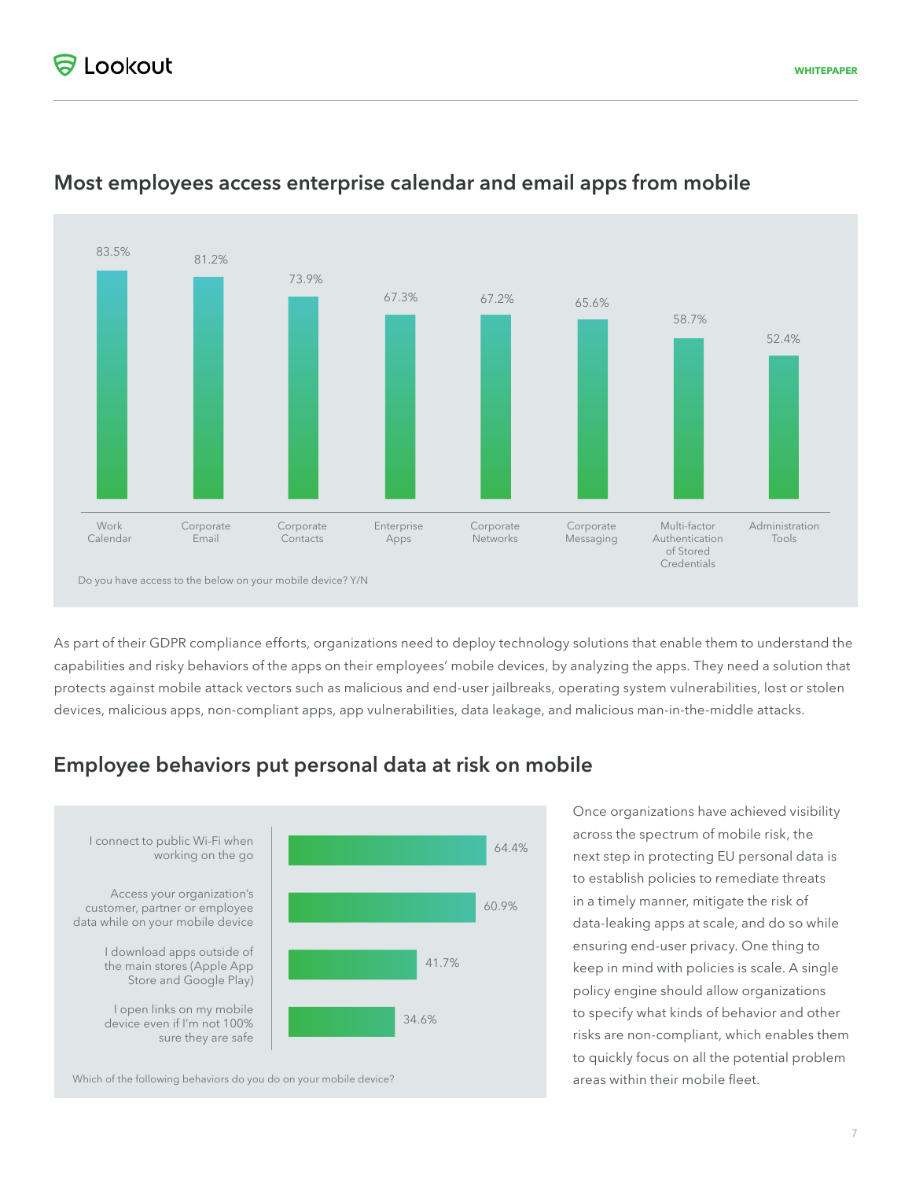## Most employees access enterprise calendar and email apps from mobile

| Item | Percentage |
|---|---|
| Work Calendar | 83.5% |
| Corporate Email | 81.2% |
| Corporate Contacts | 73.9% |
| Enterprise Apps | 67.3% |
| Corporate Networks | 67.2% |
| Corporate Messaging | 65.6% |
| Multi-factor Authentication of Stored Credentials | 58.7% |
| Administration Tools | 52.4% |

Do you have access to the below on your mobile device? Y/N

As part of their GDPR compliance efforts, organizations need to deploy technology solutions that enable them to understand the capabilities and risky behaviors of the apps on their employees' mobile devices, by analyzing the apps. They need a solution that protects against mobile attack vectors such as malicious and end-user jailbreaks, operating system vulnerabilities, lost or stolen devices, malicious apps, non-compliant apps, app vulnerabilities, data leakage, and malicious man-in-the-middle attacks.

## Employee behaviors put personal data at risk on mobile

| Behavior | Percentage |
|---|---|
| I connect to public Wi-Fi when working on the go | 64.4% |
| Access your organization's customer, partner or employee data while on your mobile device | 60.9% |
| I download apps outside of the main stores (Apple App Store and Google Play) | 41.7% |
| I open links on my mobile device even if I'm not 100% sure they are safe | 34.6% |

Which of the following behaviors do you do on your mobile device?

Once organizations have achieved visibility across the spectrum of mobile risk, the next step in protecting EU personal data is to establish policies to remediate threats in a timely manner, mitigate the risk of data-leaking apps at scale, and do so while ensuring end-user privacy. One thing to keep in mind with policies is scale. A single policy engine should allow organizations to specify what kinds of behavior and other risks are non-compliant, which enables them to quickly focus on all the potential problem areas within their mobile fleet.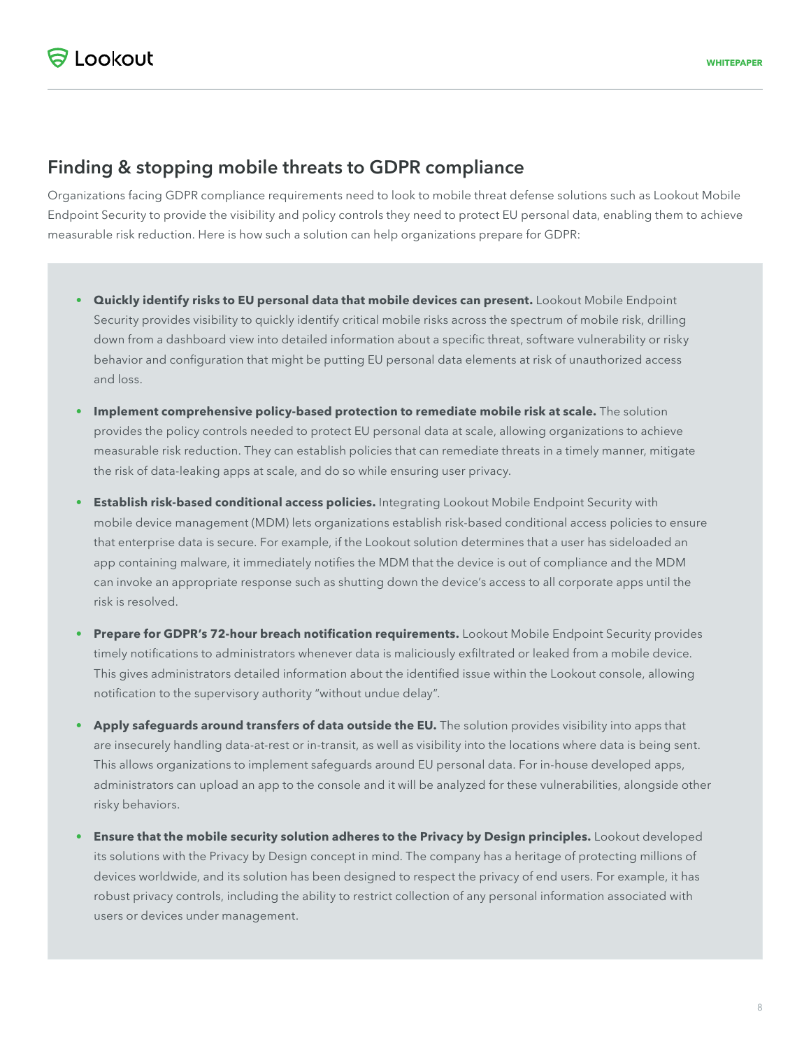## Finding & stopping mobile threats to GDPR compliance

Organizations facing GDPR compliance requirements need to look to mobile threat defense solutions such as Lookout Mobile Endpoint Security to provide the visibility and policy controls they need to protect EU personal data, enabling them to achieve measurable risk reduction. Here is how such a solution can help organizations prepare for GDPR:

- **Quickly identify risks to EU personal data that mobile devices can present.** Lookout Mobile Endpoint Security provides visibility to quickly identify critical mobile risks across the spectrum of mobile risk, drilling down from a dashboard view into detailed information about a specific threat, software vulnerability or risky behavior and configuration that might be putting EU personal data elements at risk of unauthorized access and loss.

- **Implement comprehensive policy-based protection to remediate mobile risk at scale.** The solution provides the policy controls needed to protect EU personal data at scale, allowing organizations to achieve measurable risk reduction. They can establish policies that can remediate threats in a timely manner, mitigate the risk of data-leaking apps at scale, and do so while ensuring user privacy.

- **Establish risk-based conditional access policies.** Integrating Lookout Mobile Endpoint Security with mobile device management (MDM) lets organizations establish risk-based conditional access policies to ensure that enterprise data is secure. For example, if the Lookout solution determines that a user has sideloaded an app containing malware, it immediately notifies the MDM that the device is out of compliance and the MDM can invoke an appropriate response such as shutting down the device's access to all corporate apps until the risk is resolved.

- **Prepare for GDPR's 72-hour breach notification requirements.** Lookout Mobile Endpoint Security provides timely notifications to administrators whenever data is maliciously exfiltrated or leaked from a mobile device. This gives administrators detailed information about the identified issue within the Lookout console, allowing notification to the supervisory authority "without undue delay".

- **Apply safeguards around transfers of data outside the EU.** The solution provides visibility into apps that are insecurely handling data-at-rest or in-transit, as well as visibility into the locations where data is being sent. This allows organizations to implement safeguards around EU personal data. For in-house developed apps, administrators can upload an app to the console and it will be analyzed for these vulnerabilities, alongside other risky behaviors.

- **Ensure that the mobile security solution adheres to the Privacy by Design principles.** Lookout developed its solutions with the Privacy by Design concept in mind. The company has a heritage of protecting millions of devices worldwide, and its solution has been designed to respect the privacy of end users. For example, it has robust privacy controls, including the ability to restrict collection of any personal information associated with users or devices under management.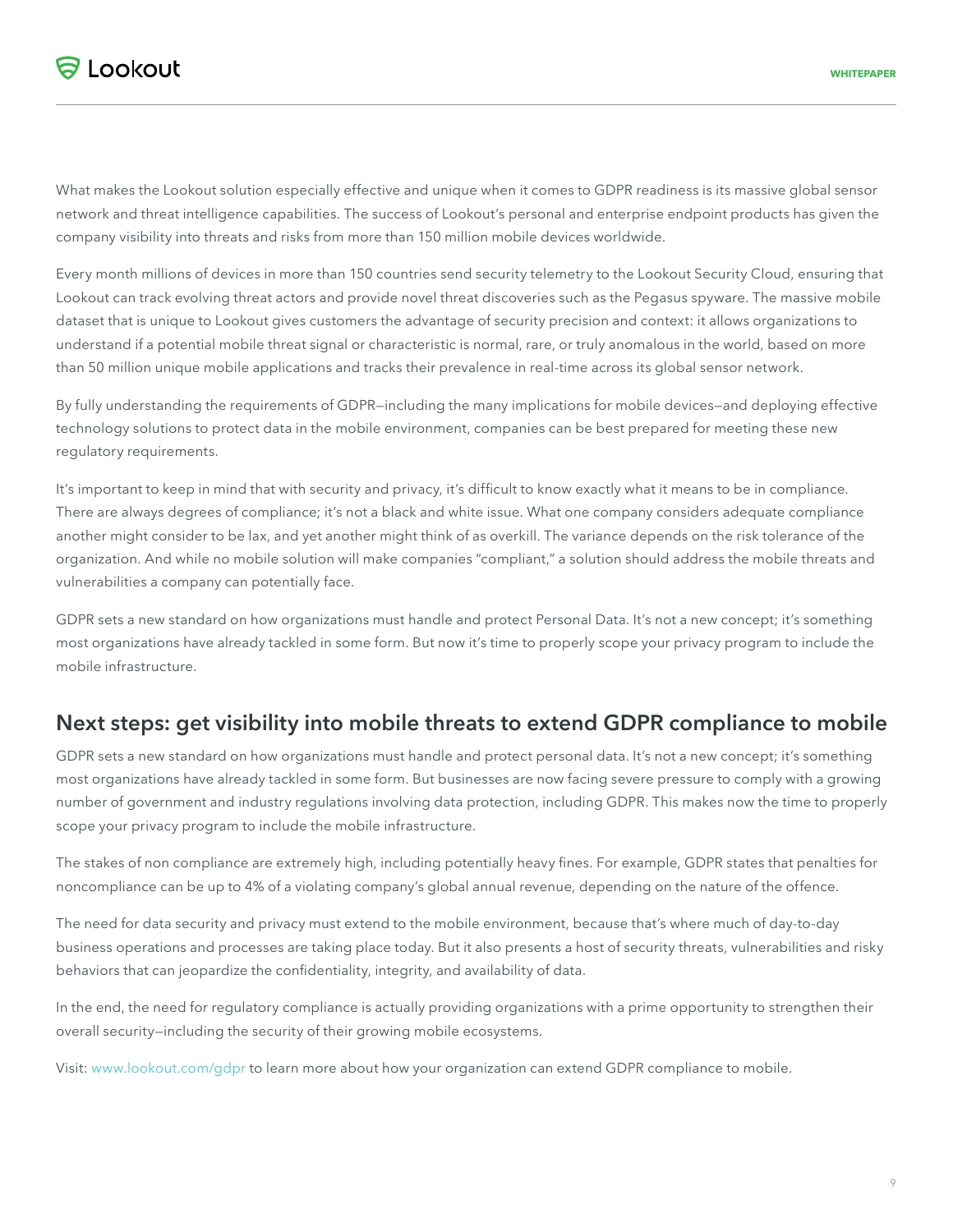What makes the Lookout solution especially effective and unique when it comes to GDPR readiness is its massive global sensor network and threat intelligence capabilities. The success of Lookout's personal and enterprise endpoint products has given the company visibility into threats and risks from more than 150 million mobile devices worldwide.

Every month millions of devices in more than 150 countries send security telemetry to the Lookout Security Cloud, ensuring that Lookout can track evolving threat actors and provide novel threat discoveries such as the Pegasus spyware. The massive mobile dataset that is unique to Lookout gives customers the advantage of security precision and context: it allows organizations to understand if a potential mobile threat signal or characteristic is normal, rare, or truly anomalous in the world, based on more than 50 million unique mobile applications and tracks their prevalence in real-time across its global sensor network.

By fully understanding the requirements of GDPR—including the many implications for mobile devices—and deploying effective technology solutions to protect data in the mobile environment, companies can be best prepared for meeting these new regulatory requirements.

It's important to keep in mind that with security and privacy, it's difficult to know exactly what it means to be in compliance. There are always degrees of compliance; it's not a black and white issue. What one company considers adequate compliance another might consider to be lax, and yet another might think of as overkill. The variance depends on the risk tolerance of the organization. And while no mobile solution will make companies "compliant," a solution should address the mobile threats and vulnerabilities a company can potentially face.

GDPR sets a new standard on how organizations must handle and protect Personal Data. It's not a new concept; it's something most organizations have already tackled in some form. But now it's time to properly scope your privacy program to include the mobile infrastructure.

## Next steps: get visibility into mobile threats to extend GDPR compliance to mobile

GDPR sets a new standard on how organizations must handle and protect personal data. It's not a new concept; it's something most organizations have already tackled in some form. But businesses are now facing severe pressure to comply with a growing number of government and industry regulations involving data protection, including GDPR. This makes now the time to properly scope your privacy program to include the mobile infrastructure.

The stakes of non compliance are extremely high, including potentially heavy fines. For example, GDPR states that penalties for noncompliance can be up to 4% of a violating company's global annual revenue, depending on the nature of the offence.

The need for data security and privacy must extend to the mobile environment, because that's where much of day-to-day business operations and processes are taking place today. But it also presents a host of security threats, vulnerabilities and risky behaviors that can jeopardize the confidentiality, integrity, and availability of data.

In the end, the need for regulatory compliance is actually providing organizations with a prime opportunity to strengthen their overall security—including the security of their growing mobile ecosystems.

Visit: www.lookout.com/gdpr to learn more about how your organization can extend GDPR compliance to mobile.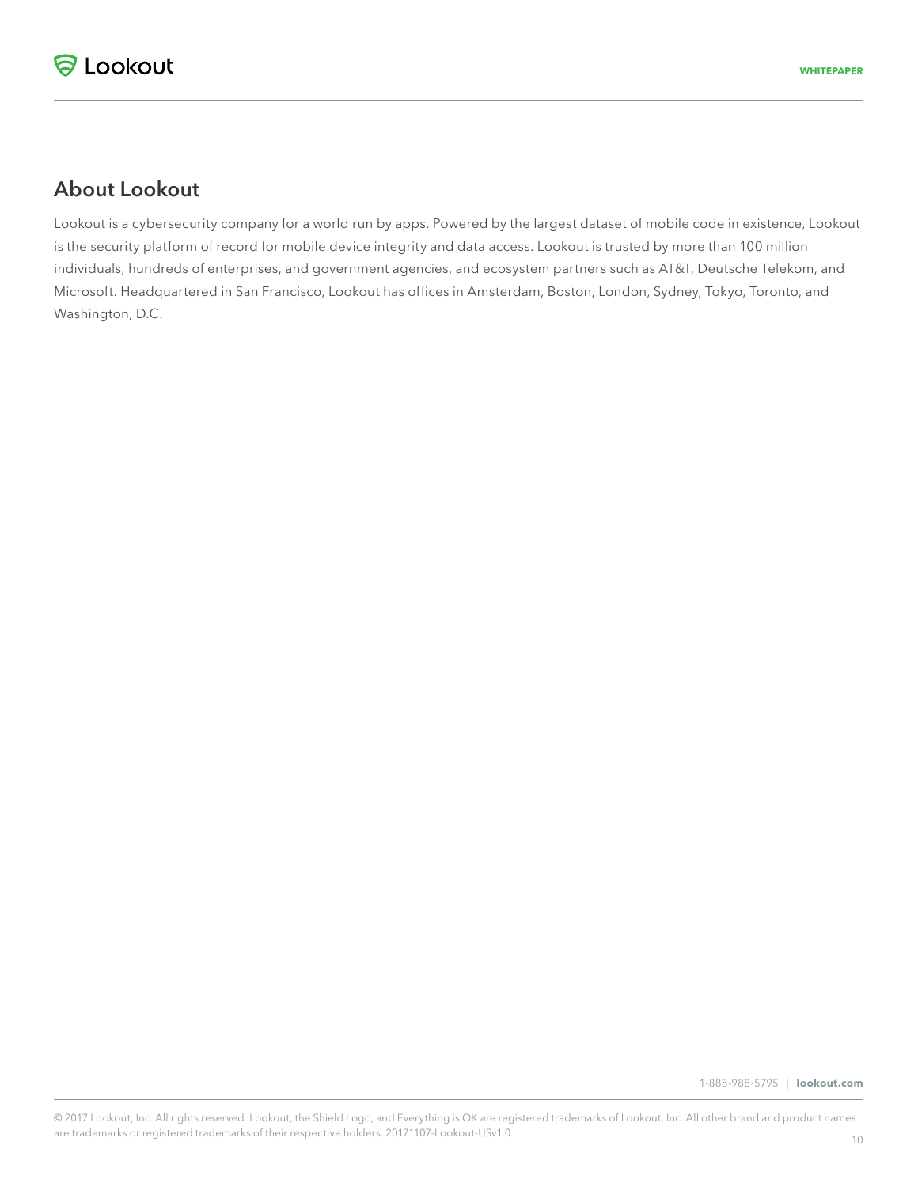## About Lookout

Lookout is a cybersecurity company for a world run by apps. Powered by the largest dataset of mobile code in existence, Lookout is the security platform of record for mobile device integrity and data access. Lookout is trusted by more than 100 million individuals, hundreds of enterprises, and government agencies, and ecosystem partners such as AT&T, Deutsche Telekom, and Microsoft. Headquartered in San Francisco, Lookout has offices in Amsterdam, Boston, London, Sydney, Tokyo, Toronto, and Washington, D.C.

1-888-988-5795 | **lookout.com**

© 2017 Lookout, Inc. All rights reserved. Lookout, the Shield Logo, and Everything is OK are registered trademarks of Lookout, Inc. All other brand and product names are trademarks or registered trademarks of their respective holders. 20171107-Lookout-USv1.0